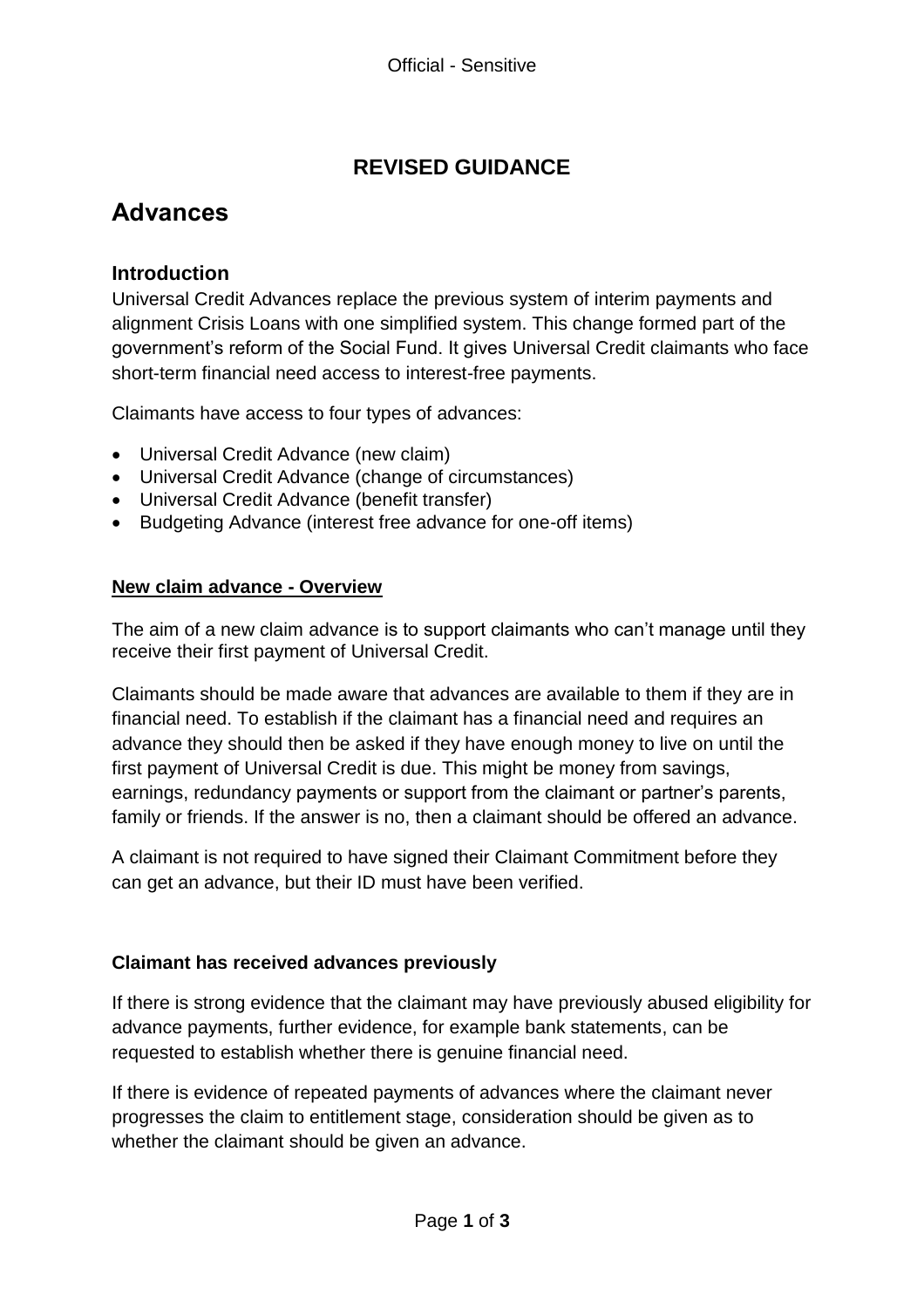# REVISED GUIDANCE

## Advances

### Introduction

Universal Credit Advances replace the previous system of interim payments and alignment Crisis Loans with one simplified system. This change formed part of the government's reform of the Social Fund. It gives Universal Credit claimants who face short-term financial need access to interest-free payments.

Claimants have access to four types of advances:

- Universal Credit Advance (new claim)
- Universal Credit Advance (change of circumstances)
- Universal Credit Advance (benefit transfer)
- Budgeting Advance (interest free advance for one-off items)

**New claim advance - Overview**

The aim of a new claim advance is to support claimants who can't manage until they receive their first payment of Universal Credit.

Claimants should be made aware that advances are available to them if they are in financial need. To establish if the claimant has a financial need and requires an advance they should then be asked if they have enough money to live on until the first payment of Universal Credit is due. This might be money from savings, earnings, redundancy payments or support from the claimant or partner's parents, family or friends. If the answer is no, then a claimant should be offered an advance.

A claimant is not required to have signed their Claimant Commitment before they can get an advance, but their ID must have been verified.

**Claimant has received advances previously**

If there is strong evidence that the claimant may have previously abused eligibility for advance payments, further evidence, for example bank statements, can be requested to establish whether there is genuine financial need.

If there is evidence of repeated payments of advances where the claimant never progresses the claim to entitlement stage, consideration should be given as to whether the claimant should be given an advance.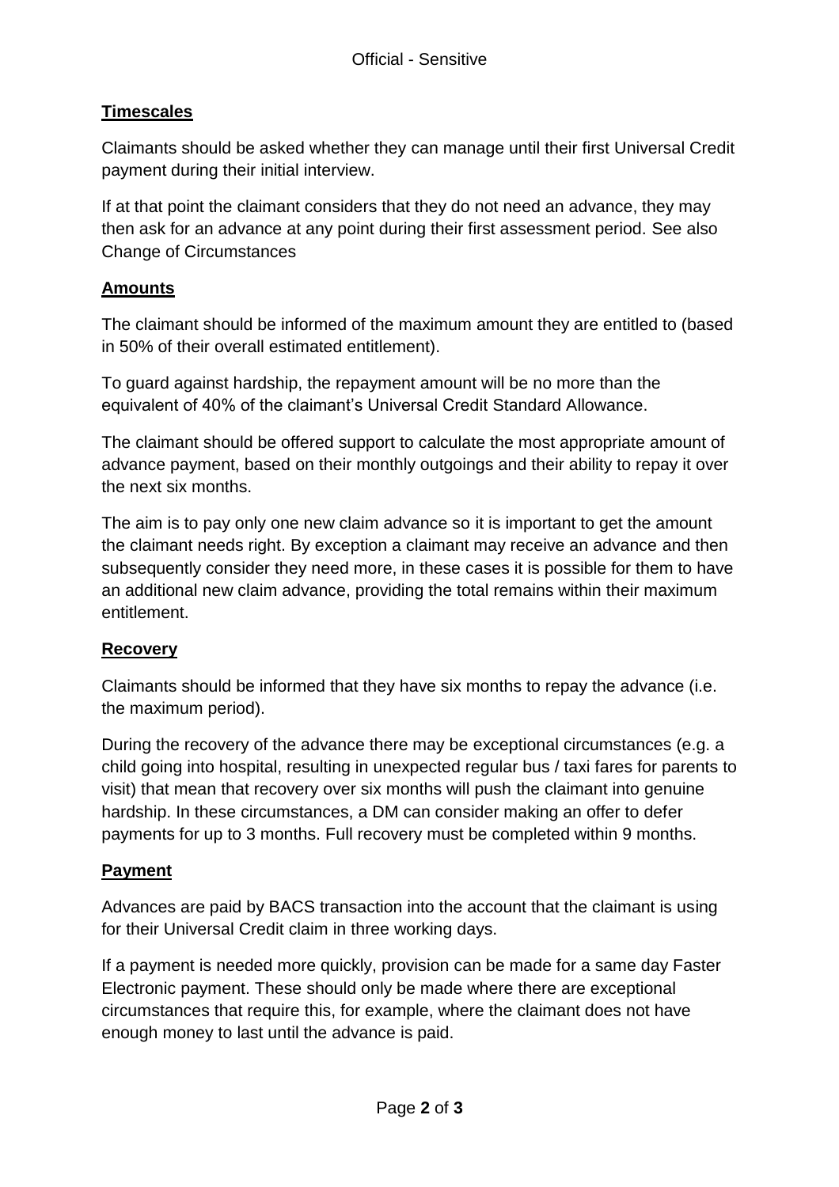## **Timescales**

Claimants should be asked whether they can manage until their first Universal Credit payment during their initial interview.

If at that point the claimant considers that they do not need an advance, they may then ask for an advance at any point during their first assessment period. See also Change of Circumstances

## **Amounts**

The claimant should be informed of the maximum amount they are entitled to (based in 50% of their overall estimated entitlement).

To guard against hardship, the repayment amount will be no more than the equivalent of 40% of the claimant's Universal Credit Standard Allowance.

The claimant should be offered support to calculate the most appropriate amount of advance payment, based on their monthly outgoings and their ability to repay it over the next six months.

The aim is to pay only one new claim advance so it is important to get the amount the claimant needs right. By exception a claimant may receive an advance and then subsequently consider they need more, in these cases it is possible for them to have an additional new claim advance, providing the total remains within their maximum entitlement.

## **Recovery**

Claimants should be informed that they have six months to repay the advance (i.e. the maximum period).

During the recovery of the advance there may be exceptional circumstances (e.g. a child going into hospital, resulting in unexpected regular bus / taxi fares for parents to visit) that mean that recovery over six months will push the claimant into genuine hardship. In these circumstances, a DM can consider making an offer to defer payments for up to 3 months. Full recovery must be completed within 9 months.

## **Payment**

Advances are paid by BACS transaction into the account that the claimant is using for their Universal Credit claim in three working days.

If a payment is needed more quickly, provision can be made for a same day Faster Electronic payment. These should only be made where there are exceptional circumstances that require this, for example, where the claimant does not have enough money to last until the advance is paid.